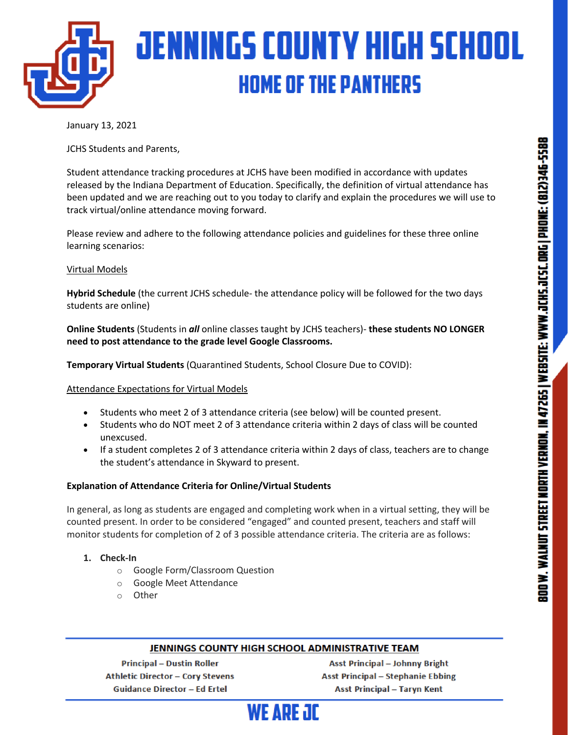# JENNINGS COUNTY HIGH SCHOOL

## HOME OF THE PANTHERS

January 13, 2021

JCHS Students and Parents,

Student attendance tracking procedures at JCHS have been modified in accordance with updates released by the Indiana Department of Education. Specifically, the definition of virtual attendance has been updated and we are reaching out to you today to clarify and explain the procedures we will use to track virtual/online attendance moving forward.

Please review and adhere to the following attendance policies and guidelines for these three online learning scenarios:

Virtual Models

**Hybrid Schedule** (the current JCHS schedule- the attendance policy will be followed for the two days students are online)

**Online Students** (Students in ***all*** online classes taught by JCHS teachers)- **these students NO LONGER need to post attendance to the grade level Google Classrooms.**

**Temporary Virtual Students** (Quarantined Students, School Closure Due to COVID):

Attendance Expectations for Virtual Models

- Students who meet 2 of 3 attendance criteria (see below) will be counted present.
- Students who do NOT meet 2 of 3 attendance criteria within 2 days of class will be counted unexcused.
- If a student completes 2 of 3 attendance criteria within 2 days of class, teachers are to change the student's attendance in Skyward to present.

**Explanation of Attendance Criteria for Online/Virtual Students**

In general, as long as students are engaged and completing work when in a virtual setting, they will be counted present. In order to be considered "engaged" and counted present, teachers and staff will monitor students for completion of 2 of 3 possible attendance criteria. The criteria are as follows:

1. **Check-In**
   - Google Form/Classroom Question
   - Google Meet Attendance
   - Other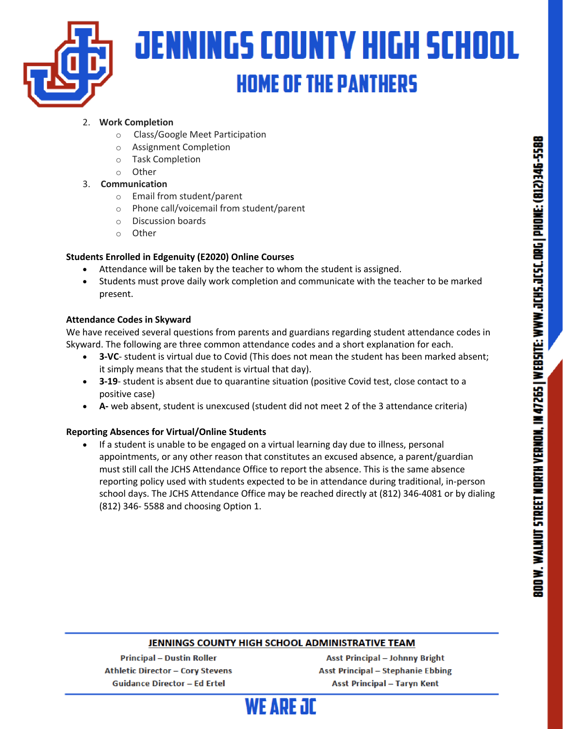2. **Work Completion**
   - Class/Google Meet Participation
   - Assignment Completion
   - Task Completion
   - Other
3. **Communication**
   - Email from student/parent
   - Phone call/voicemail from student/parent
   - Discussion boards
   - Other

**Students Enrolled in Edgenuity (E2020) Online Courses**

- Attendance will be taken by the teacher to whom the student is assigned.
- Students must prove daily work completion and communicate with the teacher to be marked present.

**Attendance Codes in Skyward**

We have received several questions from parents and guardians regarding student attendance codes in Skyward. The following are three common attendance codes and a short explanation for each.

- **3-VC**- student is virtual due to Covid (This does not mean the student has been marked absent; it simply means that the student is virtual that day).
- **3-19**- student is absent due to quarantine situation (positive Covid test, close contact to a positive case)
- **A-** web absent, student is unexcused (student did not meet 2 of the 3 attendance criteria)

**Reporting Absences for Virtual/Online Students**

- If a student is unable to be engaged on a virtual learning day due to illness, personal appointments, or any other reason that constitutes an excused absence, a parent/guardian must still call the JCHS Attendance Office to report the absence. This is the same absence reporting policy used with students expected to be in attendance during traditional, in-person school days. The JCHS Attendance Office may be reached directly at (812) 346-4081 or by dialing (812) 346- 5588 and choosing Option 1.